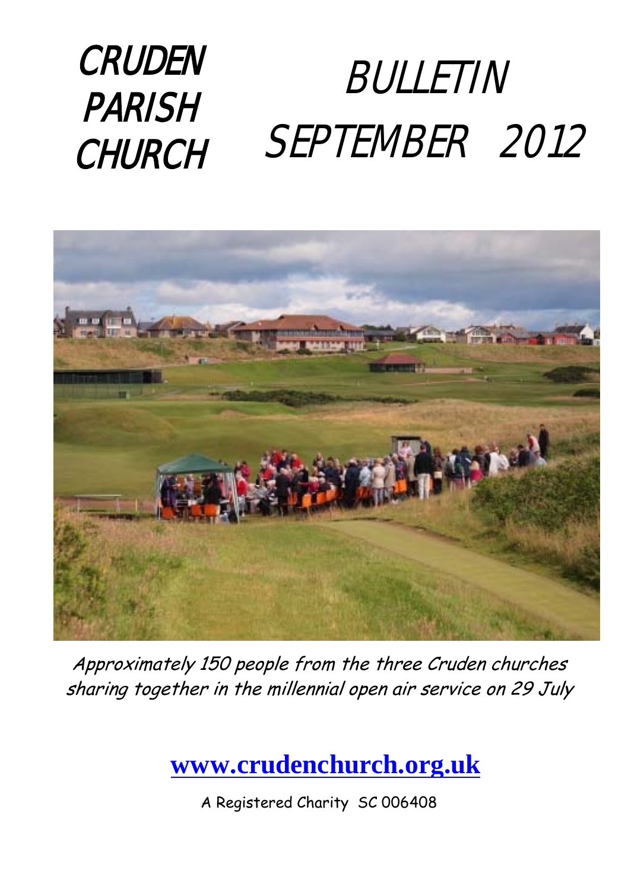# CRUDEN PARISH CHURCH

# BULLETIN SEPTEMBER 2012

*Approximately 150 people from the three Cruden churches sharing together in the millennial open air service on 29 July*

**www.crudenchurch.org.uk**

A Registered Charity SC 006408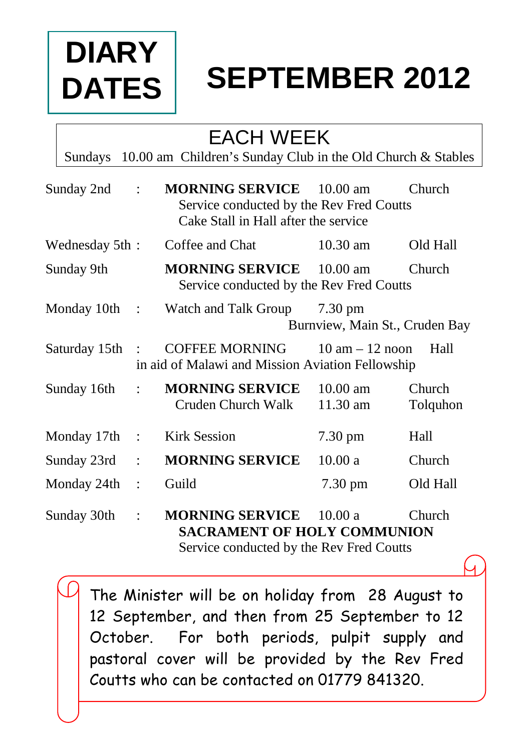# DIARY DATES

# SEPTEMBER 2012

## EACH WEEK

Sundays 10.00 am Children's Sunday Club in the Old Church & Stables

| | | | | |
|---|---|---|---|---|
| Sunday 2nd | : | **MORNING SERVICE** | 10.00 am | Church |
| | | Service conducted by the Rev Fred Coutts | | |
| | | Cake Stall in Hall after the service | | |
| Wednesday 5th | : | Coffee and Chat | 10.30 am | Old Hall |
| Sunday 9th | | **MORNING SERVICE** | 10.00 am | Church |
| | | Service conducted by the Rev Fred Coutts | | |
| Monday 10th | : | Watch and Talk Group | 7.30 pm | |
| | | | Burnview, Main St., Cruden Bay | |
| Saturday 15th | : | COFFEE MORNING | 10 am – 12 noon | Hall |
| | | in aid of Malawi and Mission Aviation Fellowship | | |
| Sunday 16th | : | **MORNING SERVICE** | 10.00 am | Church |
| | | Cruden Church Walk | 11.30 am | Tolquhon |
| Monday 17th | : | Kirk Session | 7.30 pm | Hall |
| Sunday 23rd | : | **MORNING SERVICE** | 10.00 a | Church |
| Monday 24th | : | Guild | 7.30 pm | Old Hall |
| Sunday 30th | : | **MORNING SERVICE** | 10.00 a | Church |
| | | **SACRAMENT OF HOLY COMMUNION** | | |
| | | Service conducted by the Rev Fred Coutts | | |

The Minister will be on holiday from 28 August to 12 September, and then from 25 September to 12 October. For both periods, pulpit supply and pastoral cover will be provided by the Rev Fred Coutts who can be contacted on 01779 841320.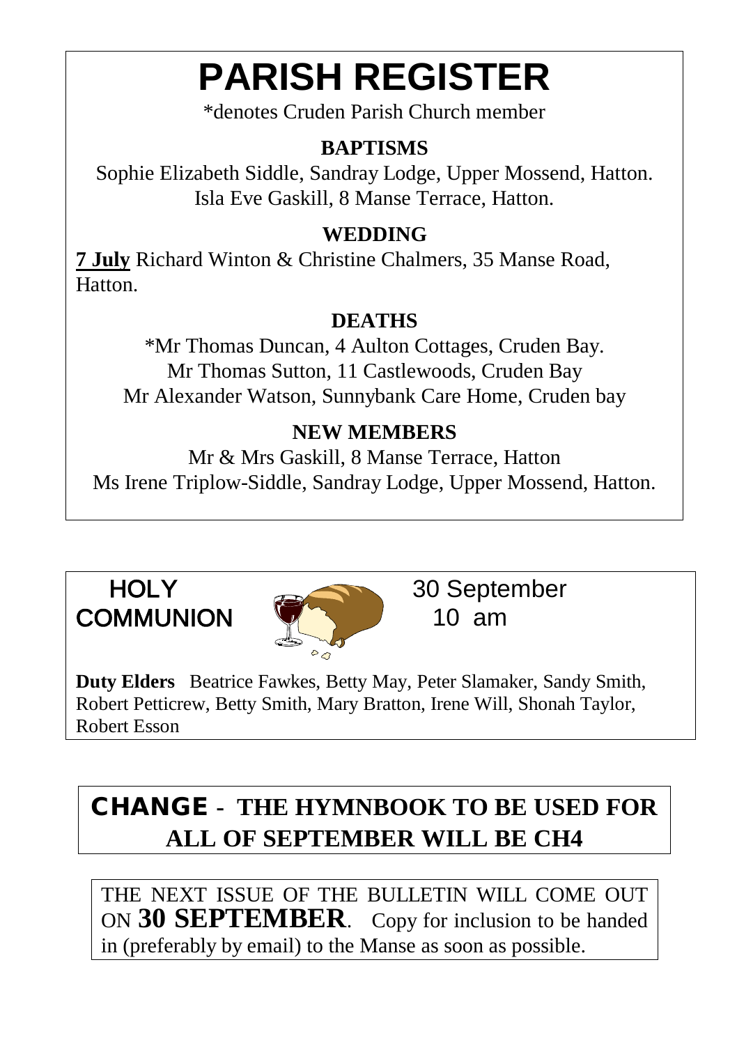# PARISH REGISTER

*denotes Cruden Parish Church member

### BAPTISMS

Sophie Elizabeth Siddle, Sandray Lodge, Upper Mossend, Hatton.
Isla Eve Gaskill, 8 Manse Terrace, Hatton.

### WEDDING

**7 July** Richard Winton & Christine Chalmers, 35 Manse Road, Hatton.

### DEATHS

*Mr Thomas Duncan, 4 Aulton Cottages, Cruden Bay.
Mr Thomas Sutton, 11 Castlewoods, Cruden Bay
Mr Alexander Watson, Sunnybank Care Home, Cruden bay

### NEW MEMBERS

Mr & Mrs Gaskill, 8 Manse Terrace, Hatton
Ms Irene Triplow-Siddle, Sandray Lodge, Upper Mossend, Hatton.

## HOLY COMMUNION

30 September
10 am

**Duty Elders** Beatrice Fawkes, Betty May, Peter Slamaker, Sandy Smith, Robert Petticrew, Betty Smith, Mary Bratton, Irene Will, Shonah Taylor, Robert Esson

## CHANGE - THE HYMNBOOK TO BE USED FOR ALL OF SEPTEMBER WILL BE CH4

THE NEXT ISSUE OF THE BULLETIN WILL COME OUT ON **30 SEPTEMBER**. Copy for inclusion to be handed in (preferably by email) to the Manse as soon as possible.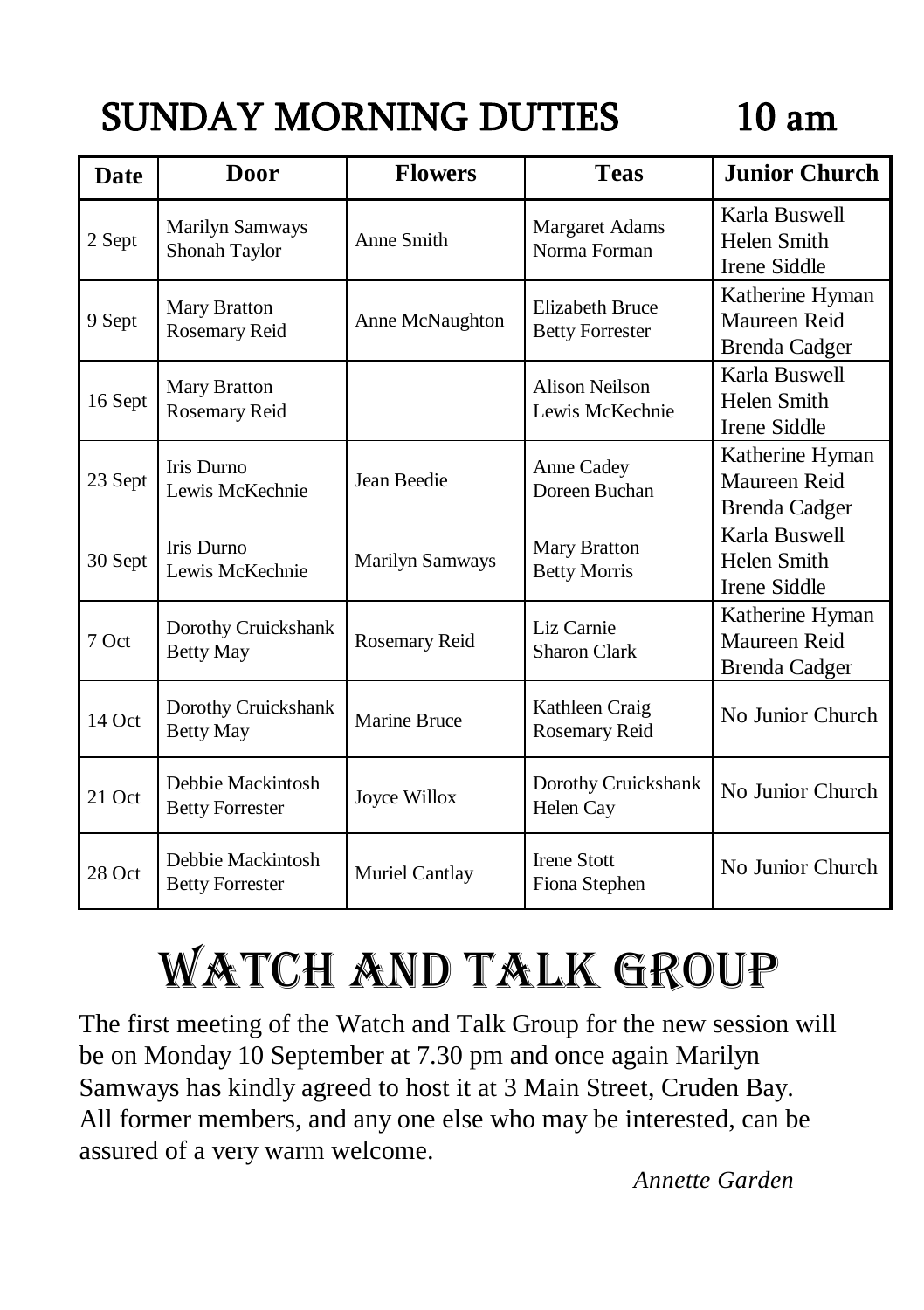# SUNDAY MORNING DUTIES 10 am

| Date | Door | Flowers | Teas | Junior Church |
|---|---|---|---|---|
| 2 Sept | Marilyn Samways<br>Shonah Taylor | Anne Smith | Margaret Adams<br>Norma Forman | Karla Buswell<br>Helen Smith<br>Irene Siddle |
| 9 Sept | Mary Bratton<br>Rosemary Reid | Anne McNaughton | Elizabeth Bruce<br>Betty Forrester | Katherine Hyman<br>Maureen Reid<br>Brenda Cadger |
| 16 Sept | Mary Bratton<br>Rosemary Reid | | Alison Neilson<br>Lewis McKechnie | Karla Buswell<br>Helen Smith<br>Irene Siddle |
| 23 Sept | Iris Durno<br>Lewis McKechnie | Jean Beedie | Anne Cadey<br>Doreen Buchan | Katherine Hyman<br>Maureen Reid<br>Brenda Cadger |
| 30 Sept | Iris Durno<br>Lewis McKechnie | Marilyn Samways | Mary Bratton<br>Betty Morris | Karla Buswell<br>Helen Smith<br>Irene Siddle |
| 7 Oct | Dorothy Cruickshank<br>Betty May | Rosemary Reid | Liz Carnie<br>Sharon Clark | Katherine Hyman<br>Maureen Reid<br>Brenda Cadger |
| 14 Oct | Dorothy Cruickshank<br>Betty May | Marine Bruce | Kathleen Craig<br>Rosemary Reid | No Junior Church |
| 21 Oct | Debbie Mackintosh<br>Betty Forrester | Joyce Willox | Dorothy Cruickshank<br>Helen Cay | No Junior Church |
| 28 Oct | Debbie Mackintosh<br>Betty Forrester | Muriel Cantlay | Irene Stott<br>Fiona Stephen | No Junior Church |

# WATCH AND TALK GROUP

The first meeting of the Watch and Talk Group for the new session will be on Monday 10 September at 7.30 pm and once again Marilyn Samways has kindly agreed to host it at 3 Main Street, Cruden Bay. All former members, and any one else who may be interested, can be assured of a very warm welcome.

*Annette Garden*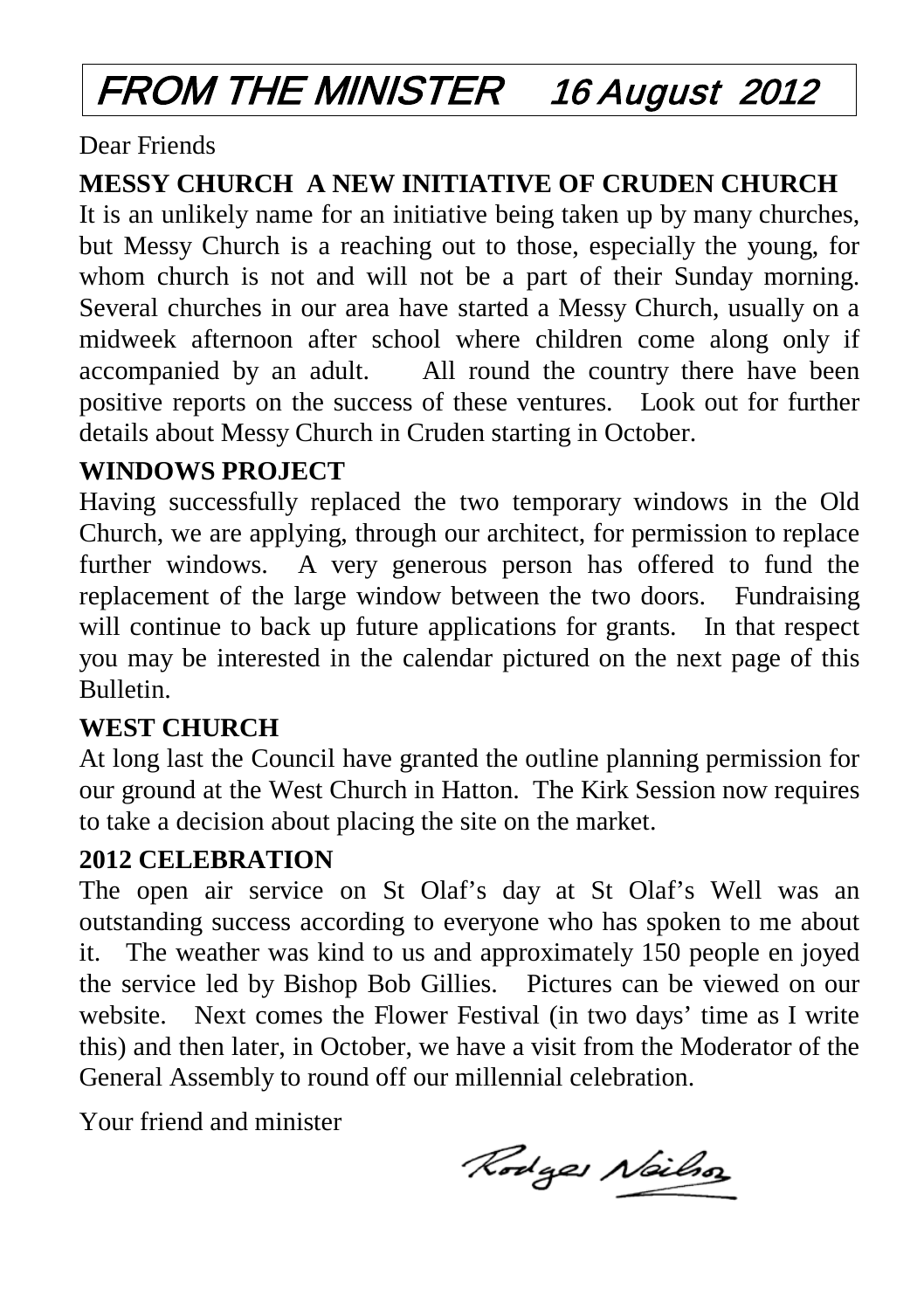# FROM THE MINISTER 16 August 2012

Dear Friends

**MESSY CHURCH A NEW INITIATIVE OF CRUDEN CHURCH**

It is an unlikely name for an initiative being taken up by many churches, but Messy Church is a reaching out to those, especially the young, for whom church is not and will not be a part of their Sunday morning. Several churches in our area have started a Messy Church, usually on a midweek afternoon after school where children come along only if accompanied by an adult. All round the country there have been positive reports on the success of these ventures. Look out for further details about Messy Church in Cruden starting in October.

**WINDOWS PROJECT**

Having successfully replaced the two temporary windows in the Old Church, we are applying, through our architect, for permission to replace further windows. A very generous person has offered to fund the replacement of the large window between the two doors. Fundraising will continue to back up future applications for grants. In that respect you may be interested in the calendar pictured on the next page of this Bulletin.

**WEST CHURCH**

At long last the Council have granted the outline planning permission for our ground at the West Church in Hatton. The Kirk Session now requires to take a decision about placing the site on the market.

**2012 CELEBRATION**

The open air service on St Olaf's day at St Olaf's Well was an outstanding success according to everyone who has spoken to me about it. The weather was kind to us and approximately 150 people en joyed the service led by Bishop Bob Gillies. Pictures can be viewed on our website. Next comes the Flower Festival (in two days' time as I write this) and then later, in October, we have a visit from the Moderator of the General Assembly to round off our millennial celebration.

Your friend and minister

Rodger Neilson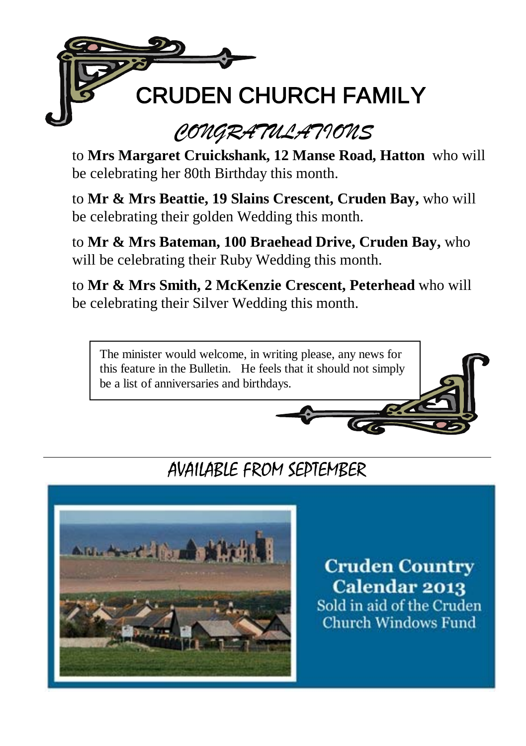# CRUDEN CHURCH FAMILY

## *CONGRATULATIONS*

to **Mrs Margaret Cruickshank, 12 Manse Road, Hatton** who will be celebrating her 80th Birthday this month.

to **Mr & Mrs Beattie, 19 Slains Crescent, Cruden Bay,** who will be celebrating their golden Wedding this month.

to **Mr & Mrs Bateman, 100 Braehead Drive, Cruden Bay,** who will be celebrating their Ruby Wedding this month.

to **Mr & Mrs Smith, 2 McKenzie Crescent, Peterhead** who will be celebrating their Silver Wedding this month.

The minister would welcome, in writing please, any news for this feature in the Bulletin. He feels that it should not simply be a list of anniversaries and birthdays.

---

## AVAILABLE FROM SEPTEMBER

**Cruden Country Calendar 2013**

Sold in aid of the Cruden Church Windows Fund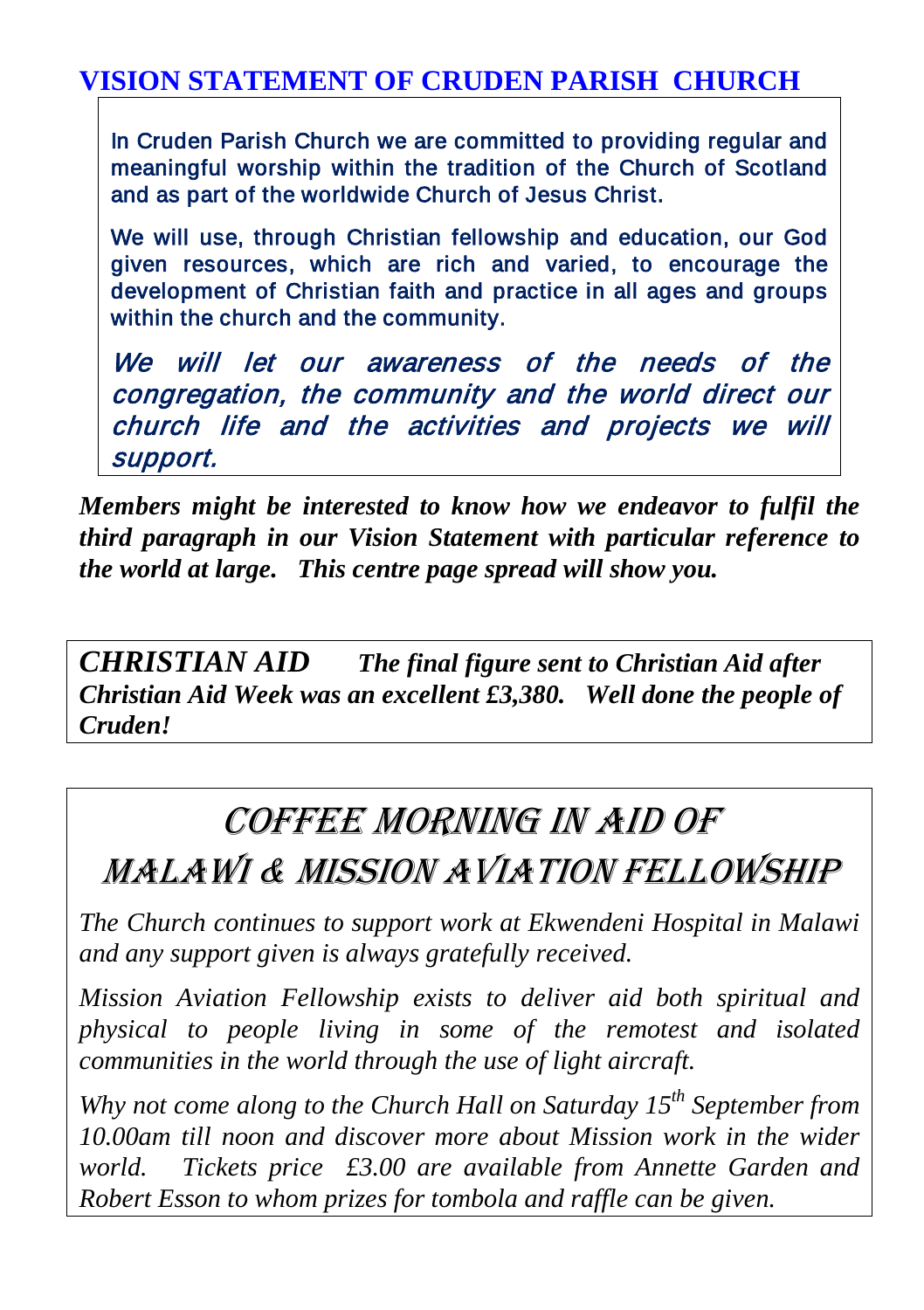## VISION STATEMENT OF CRUDEN PARISH CHURCH

In Cruden Parish Church we are committed to providing regular and meaningful worship within the tradition of the Church of Scotland and as part of the worldwide Church of Jesus Christ.

We will use, through Christian fellowship and education, our God given resources, which are rich and varied, to encourage the development of Christian faith and practice in all ages and groups within the church and the community.

*We will let our awareness of the needs of the congregation, the community and the world direct our church life and the activities and projects we will support.*

***Members might be interested to know how we endeavor to fulfil the third paragraph in our Vision Statement with particular reference to the world at large. This centre page spread will show you.***

***CHRISTIAN AID*** ***The final figure sent to Christian Aid after Christian Aid Week was an excellent £3,380. Well done the people of Cruden!***

## COFFEE MORNING IN AID OF MALAWI & MISSION AVIATION FELLOWSHIP

*The Church continues to support work at Ekwendeni Hospital in Malawi and any support given is always gratefully received.*

*Mission Aviation Fellowship exists to deliver aid both spiritual and physical to people living in some of the remotest and isolated communities in the world through the use of light aircraft.*

*Why not come along to the Church Hall on Saturday 15th September from 10.00am till noon and discover more about Mission work in the wider world. Tickets price £3.00 are available from Annette Garden and Robert Esson to whom prizes for tombola and raffle can be given.*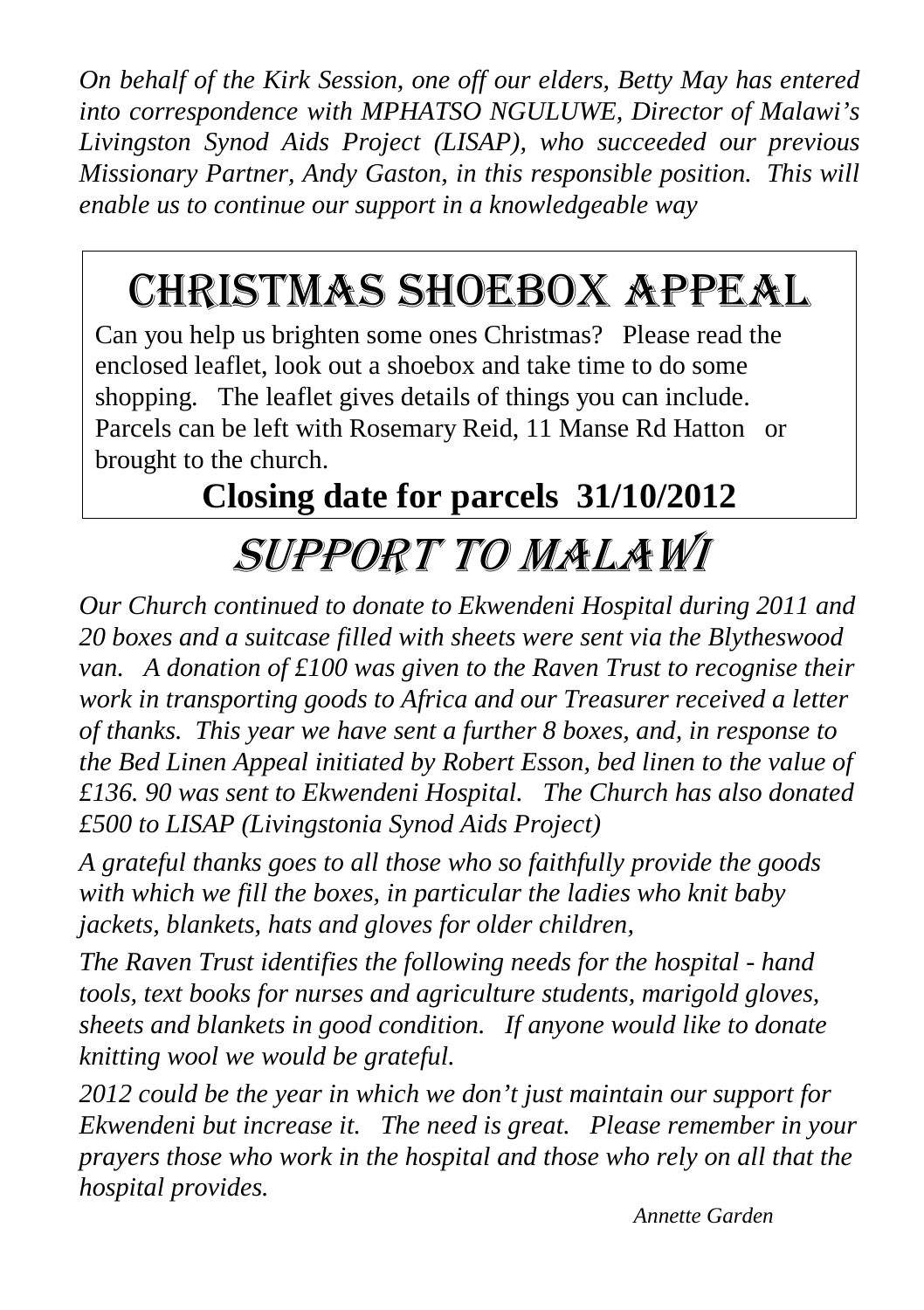*On behalf of the Kirk Session, one off our elders, Betty May has entered into correspondence with MPHATSO NGULUWE, Director of Malawi's Livingston Synod Aids Project (LISAP), who succeeded our previous Missionary Partner, Andy Gaston, in this responsible position. This will enable us to continue our support in a knowledgeable way*

# CHRISTMAS SHOEBOX APPEAL

Can you help us brighten some ones Christmas? Please read the enclosed leaflet, look out a shoebox and take time to do some shopping. The leaflet gives details of things you can include. Parcels can be left with Rosemary Reid, 11 Manse Rd Hatton or brought to the church.

**Closing date for parcels 31/10/2012**

# SUPPORT TO MALAWI

*Our Church continued to donate to Ekwendeni Hospital during 2011 and 20 boxes and a suitcase filled with sheets were sent via the Blytheswood van. A donation of £100 was given to the Raven Trust to recognise their work in transporting goods to Africa and our Treasurer received a letter of thanks. This year we have sent a further 8 boxes, and, in response to the Bed Linen Appeal initiated by Robert Esson, bed linen to the value of £136. 90 was sent to Ekwendeni Hospital. The Church has also donated £500 to LISAP (Livingstonia Synod Aids Project)*

*A grateful thanks goes to all those who so faithfully provide the goods with which we fill the boxes, in particular the ladies who knit baby jackets, blankets, hats and gloves for older children,*

*The Raven Trust identifies the following needs for the hospital - hand tools, text books for nurses and agriculture students, marigold gloves, sheets and blankets in good condition. If anyone would like to donate knitting wool we would be grateful.*

*2012 could be the year in which we don't just maintain our support for Ekwendeni but increase it. The need is great. Please remember in your prayers those who work in the hospital and those who rely on all that the hospital provides.*

*Annette Garden*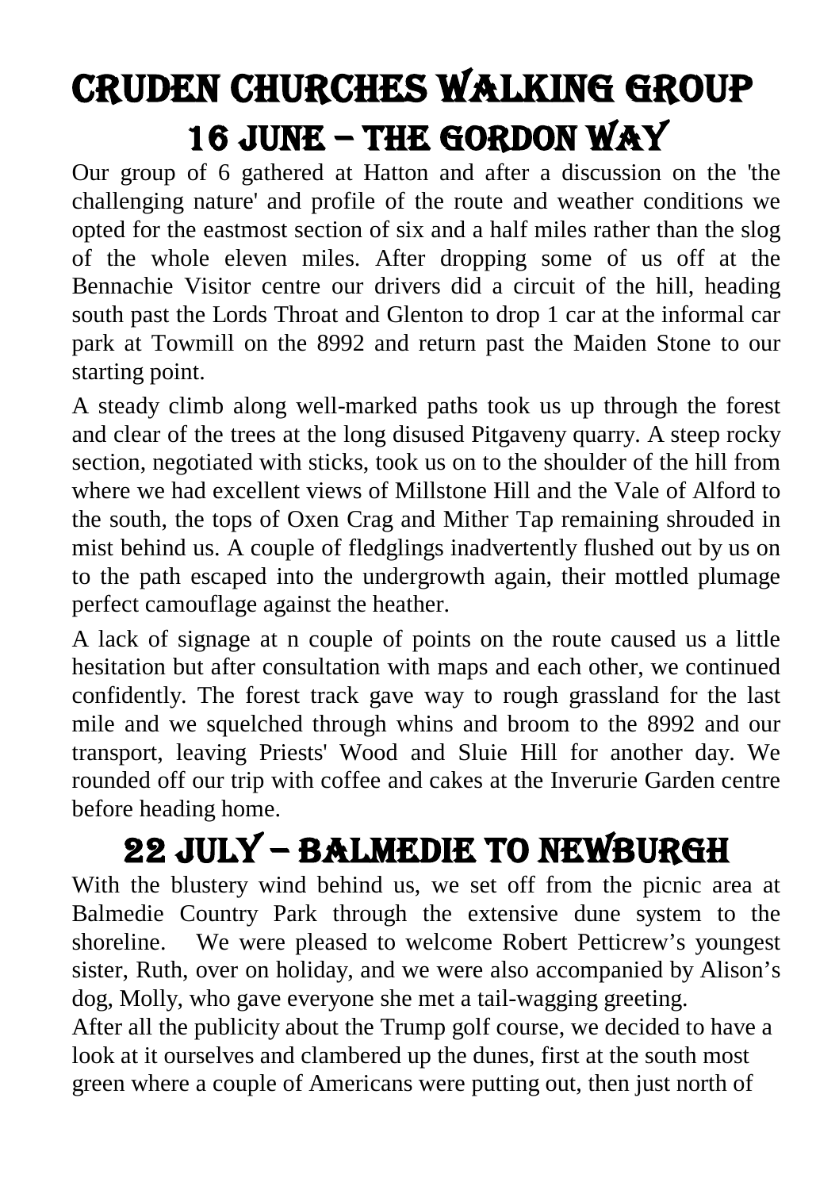# CRUDEN CHURCHES WALKING GROUP

## 16 JUNE – THE GORDON WAY

Our group of 6 gathered at Hatton and after a discussion on the 'the challenging nature' and profile of the route and weather conditions we opted for the eastmost section of six and a half miles rather than the slog of the whole eleven miles. After dropping some of us off at the Bennachie Visitor centre our drivers did a circuit of the hill, heading south past the Lords Throat and Glenton to drop 1 car at the informal car park at Towmill on the 8992 and return past the Maiden Stone to our starting point.

A steady climb along well-marked paths took us up through the forest and clear of the trees at the long disused Pitgaveny quarry. A steep rocky section, negotiated with sticks, took us on to the shoulder of the hill from where we had excellent views of Millstone Hill and the Vale of Alford to the south, the tops of Oxen Crag and Mither Tap remaining shrouded in mist behind us. A couple of fledglings inadvertently flushed out by us on to the path escaped into the undergrowth again, their mottled plumage perfect camouflage against the heather.

A lack of signage at n couple of points on the route caused us a little hesitation but after consultation with maps and each other, we continued confidently. The forest track gave way to rough grassland for the last mile and we squelched through whins and broom to the 8992 and our transport, leaving Priests' Wood and Sluie Hill for another day. We rounded off our trip with coffee and cakes at the Inverurie Garden centre before heading home.

## 22 JULY – BALMEDIE TO NEWBURGH

With the blustery wind behind us, we set off from the picnic area at Balmedie Country Park through the extensive dune system to the shoreline. We were pleased to welcome Robert Petticrew's youngest sister, Ruth, over on holiday, and we were also accompanied by Alison's dog, Molly, who gave everyone she met a tail-wagging greeting.

After all the publicity about the Trump golf course, we decided to have a look at it ourselves and clambered up the dunes, first at the south most green where a couple of Americans were putting out, then just north of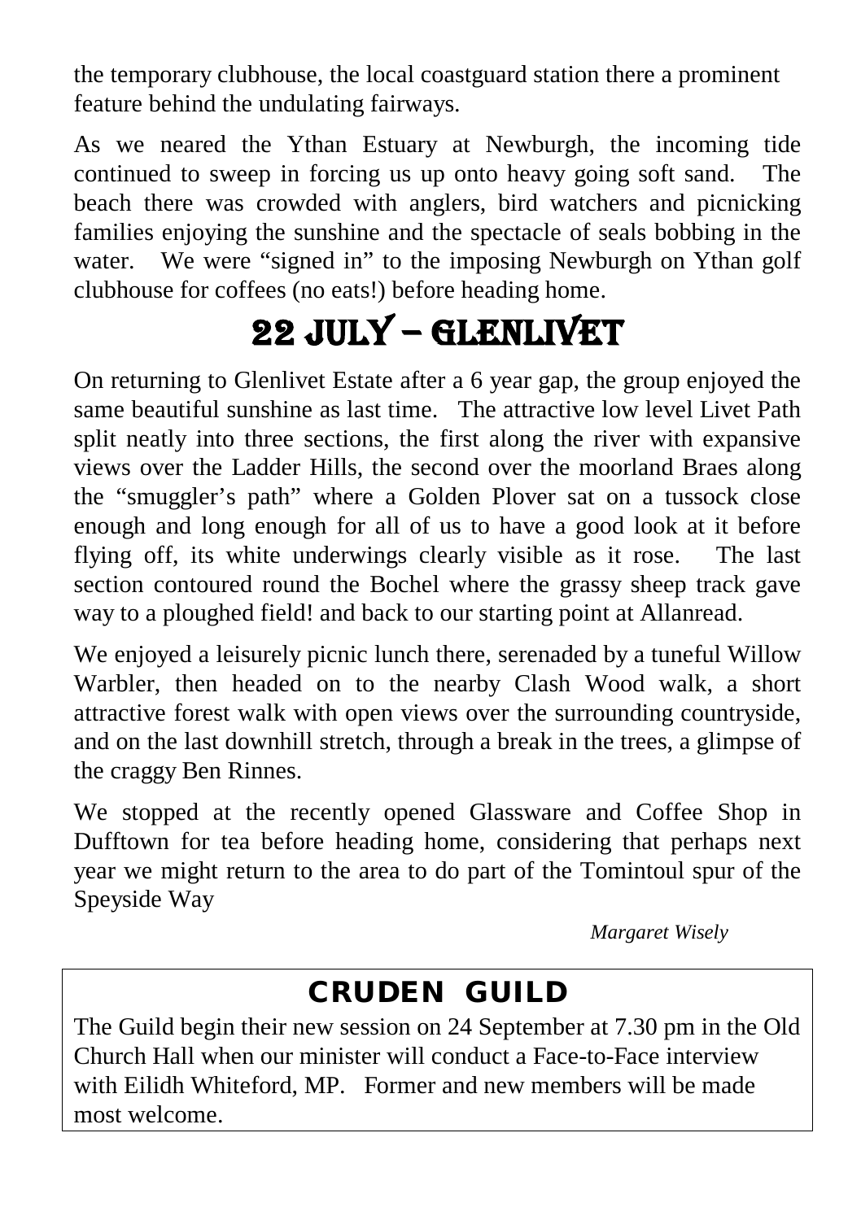the temporary clubhouse, the local coastguard station there a prominent feature behind the undulating fairways.

As we neared the Ythan Estuary at Newburgh, the incoming tide continued to sweep in forcing us up onto heavy going soft sand. The beach there was crowded with anglers, bird watchers and picnicking families enjoying the sunshine and the spectacle of seals bobbing in the water. We were "signed in" to the imposing Newburgh on Ythan golf clubhouse for coffees (no eats!) before heading home.

# 22 JULY – GLENLIVET

On returning to Glenlivet Estate after a 6 year gap, the group enjoyed the same beautiful sunshine as last time. The attractive low level Livet Path split neatly into three sections, the first along the river with expansive views over the Ladder Hills, the second over the moorland Braes along the "smuggler's path" where a Golden Plover sat on a tussock close enough and long enough for all of us to have a good look at it before flying off, its white underwings clearly visible as it rose. The last section contoured round the Bochel where the grassy sheep track gave way to a ploughed field! and back to our starting point at Allanread.

We enjoyed a leisurely picnic lunch there, serenaded by a tuneful Willow Warbler, then headed on to the nearby Clash Wood walk, a short attractive forest walk with open views over the surrounding countryside, and on the last downhill stretch, through a break in the trees, a glimpse of the craggy Ben Rinnes.

We stopped at the recently opened Glassware and Coffee Shop in Dufftown for tea before heading home, considering that perhaps next year we might return to the area to do part of the Tomintoul spur of the Speyside Way

*Margaret Wisely*

## CRUDEN GUILD

The Guild begin their new session on 24 September at 7.30 pm in the Old Church Hall when our minister will conduct a Face-to-Face interview with Eilidh Whiteford, MP. Former and new members will be made most welcome.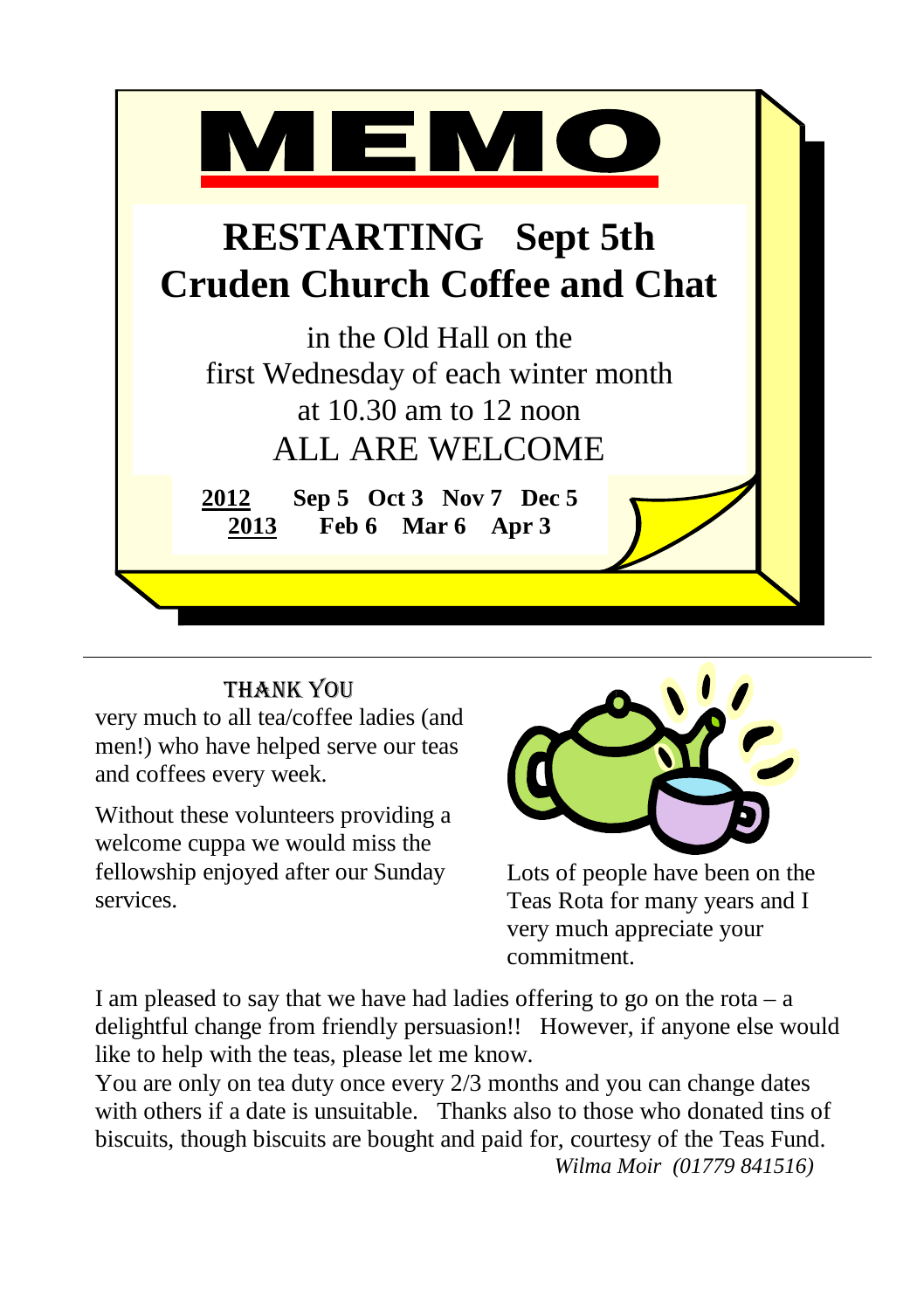# MEMO

## RESTARTING Sept 5th
## Cruden Church Coffee and Chat

in the Old Hall on the
first Wednesday of each winter month
at 10.30 am to 12 noon
ALL ARE WELCOME

**2012** **Sep 5 Oct 3 Nov 7 Dec 5**
**2013** **Feb 6 Mar 6 Apr 3**

---

### THANK YOU

very much to all tea/coffee ladies (and men!) who have helped serve our teas and coffees every week.

Without these volunteers providing a welcome cuppa we would miss the fellowship enjoyed after our Sunday services.

Lots of people have been on the Teas Rota for many years and I very much appreciate your commitment.

I am pleased to say that we have had ladies offering to go on the rota – a delightful change from friendly persuasion!! However, if anyone else would like to help with the teas, please let me know.

You are only on tea duty once every 2/3 months and you can change dates with others if a date is unsuitable. Thanks also to those who donated tins of biscuits, though biscuits are bought and paid for, courtesy of the Teas Fund.

*Wilma Moir (01779 841516)*